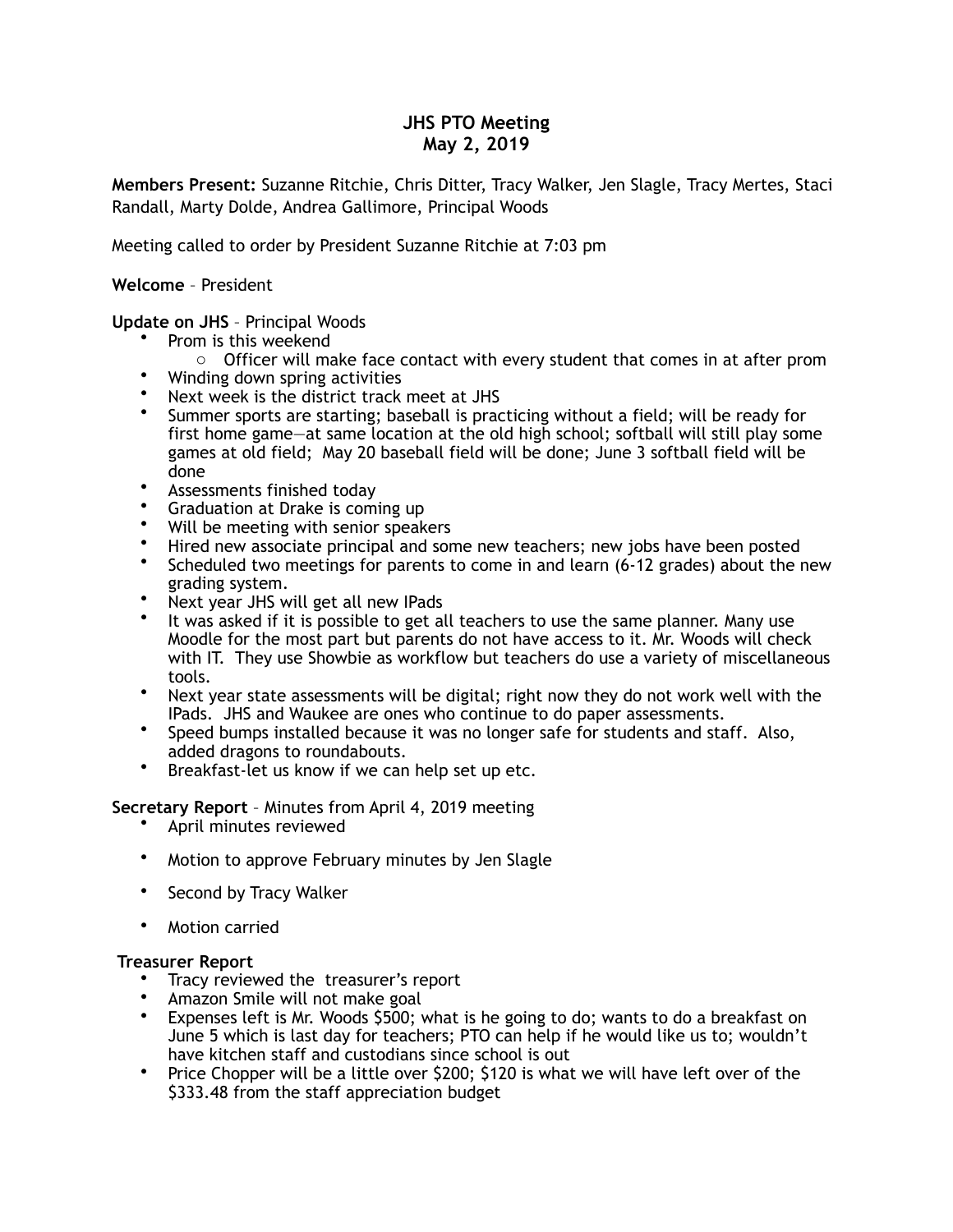# JHS PTO Meeting
# May 2, 2019

**Members Present:** Suzanne Ritchie, Chris Ditter, Tracy Walker, Jen Slagle, Tracy Mertes, Staci Randall, Marty Dolde, Andrea Gallimore, Principal Woods

Meeting called to order by President Suzanne Ritchie at 7:03 pm

**Welcome** – President

**Update on JHS** – Principal Woods

- Prom is this weekend
  - Officer will make face contact with every student that comes in at after prom
- Winding down spring activities
- Next week is the district track meet at JHS
- Summer sports are starting; baseball is practicing without a field; will be ready for first home game—at same location at the old high school; softball will still play some games at old field; May 20 baseball field will be done; June 3 softball field will be done
- Assessments finished today
- Graduation at Drake is coming up
- Will be meeting with senior speakers
- Hired new associate principal and some new teachers; new jobs have been posted
- Scheduled two meetings for parents to come in and learn (6-12 grades) about the new grading system.
- Next year JHS will get all new IPads
- It was asked if it is possible to get all teachers to use the same planner. Many use Moodle for the most part but parents do not have access to it. Mr. Woods will check with IT. They use Showbie as workflow but teachers do use a variety of miscellaneous tools.
- Next year state assessments will be digital; right now they do not work well with the IPads. JHS and Waukee are ones who continue to do paper assessments.
- Speed bumps installed because it was no longer safe for students and staff. Also, added dragons to roundabouts.
- Breakfast-let us know if we can help set up etc.

**Secretary Report** – Minutes from April 4, 2019 meeting

- April minutes reviewed
- Motion to approve February minutes by Jen Slagle
- Second by Tracy Walker
- Motion carried

**Treasurer Report**

- Tracy reviewed the treasurer's report
- Amazon Smile will not make goal
- Expenses left is Mr. Woods $500; what is he going to do; wants to do a breakfast on June 5 which is last day for teachers; PTO can help if he would like us to; wouldn't have kitchen staff and custodians since school is out
- Price Chopper will be a little over $200; $120 is what we will have left over of the $333.48 from the staff appreciation budget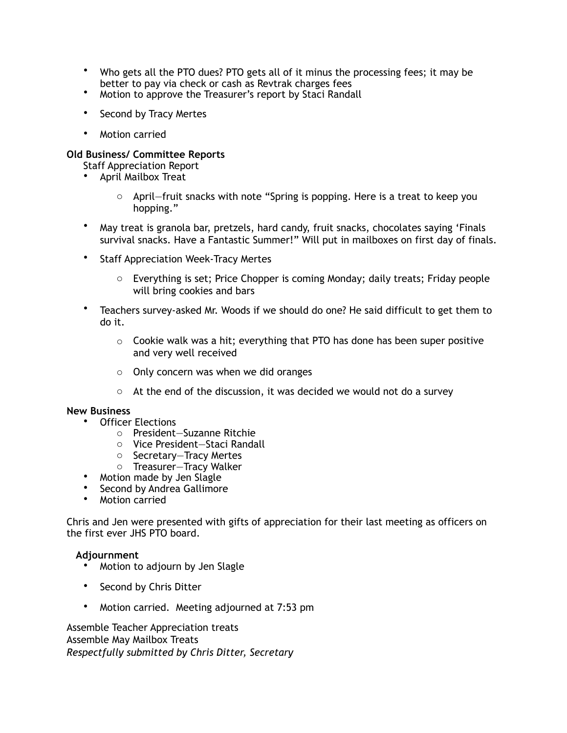- Who gets all the PTO dues? PTO gets all of it minus the processing fees; it may be better to pay via check or cash as Revtrak charges fees
- Motion to approve the Treasurer's report by Staci Randall
- Second by Tracy Mertes
- Motion carried

**Old Business/ Committee Reports**

Staff Appreciation Report

- April Mailbox Treat
  - April—fruit snacks with note "Spring is popping. Here is a treat to keep you hopping."
- May treat is granola bar, pretzels, hard candy, fruit snacks, chocolates saying 'Finals survival snacks. Have a Fantastic Summer!" Will put in mailboxes on first day of finals.
- Staff Appreciation Week-Tracy Mertes
  - Everything is set; Price Chopper is coming Monday; daily treats; Friday people will bring cookies and bars
- Teachers survey-asked Mr. Woods if we should do one? He said difficult to get them to do it.
  - Cookie walk was a hit; everything that PTO has done has been super positive and very well received
  - Only concern was when we did oranges
  - At the end of the discussion, it was decided we would not do a survey

**New Business**

- Officer Elections
  - President—Suzanne Ritchie
  - Vice President—Staci Randall
  - Secretary—Tracy Mertes
  - Treasurer—Tracy Walker
- Motion made by Jen Slagle
- Second by Andrea Gallimore
- Motion carried

Chris and Jen were presented with gifts of appreciation for their last meeting as officers on the first ever JHS PTO board.

**Adjournment**

- Motion to adjourn by Jen Slagle
- Second by Chris Ditter
- Motion carried. Meeting adjourned at 7:53 pm

Assemble Teacher Appreciation treats
Assemble May Mailbox Treats
*Respectfully submitted by Chris Ditter, Secretary*